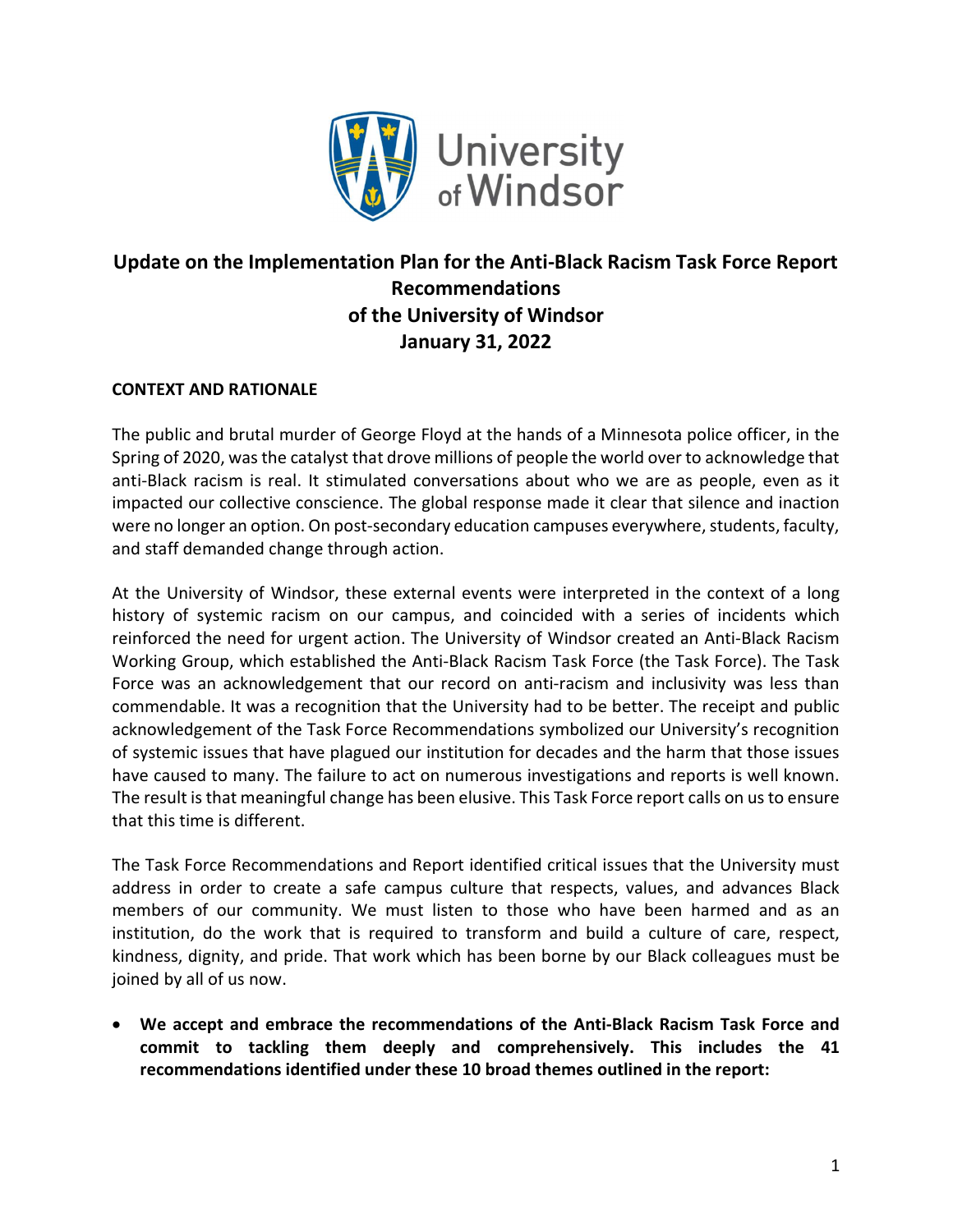# Update on the Implementation Plan for the Anti-Black Racism Task Force Report Recommendations of the University of Windsor January 31, 2022

## CONTEXT AND RATIONALE

The public and brutal murder of George Floyd at the hands of a Minnesota police officer, in the Spring of 2020, was the catalyst that drove millions of people the world over to acknowledge that anti-Black racism is real. It stimulated conversations about who we are as people, even as it impacted our collective conscience. The global response made it clear that silence and inaction were no longer an option. On post-secondary education campuses everywhere, students, faculty, and staff demanded change through action.

At the University of Windsor, these external events were interpreted in the context of a long history of systemic racism on our campus, and coincided with a series of incidents which reinforced the need for urgent action. The University of Windsor created an Anti-Black Racism Working Group, which established the Anti-Black Racism Task Force (the Task Force). The Task Force was an acknowledgement that our record on anti-racism and inclusivity was less than commendable. It was a recognition that the University had to be better. The receipt and public acknowledgement of the Task Force Recommendations symbolized our University's recognition of systemic issues that have plagued our institution for decades and the harm that those issues have caused to many. The failure to act on numerous investigations and reports is well known. The result is that meaningful change has been elusive. This Task Force report calls on us to ensure that this time is different.

The Task Force Recommendations and Report identified critical issues that the University must address in order to create a safe campus culture that respects, values, and advances Black members of our community. We must listen to those who have been harmed and as an institution, do the work that is required to transform and build a culture of care, respect, kindness, dignity, and pride. That work which has been borne by our Black colleagues must be joined by all of us now.

- **We accept and embrace the recommendations of the Anti-Black Racism Task Force and commit to tackling them deeply and comprehensively. This includes the 41 recommendations identified under these 10 broad themes outlined in the report:**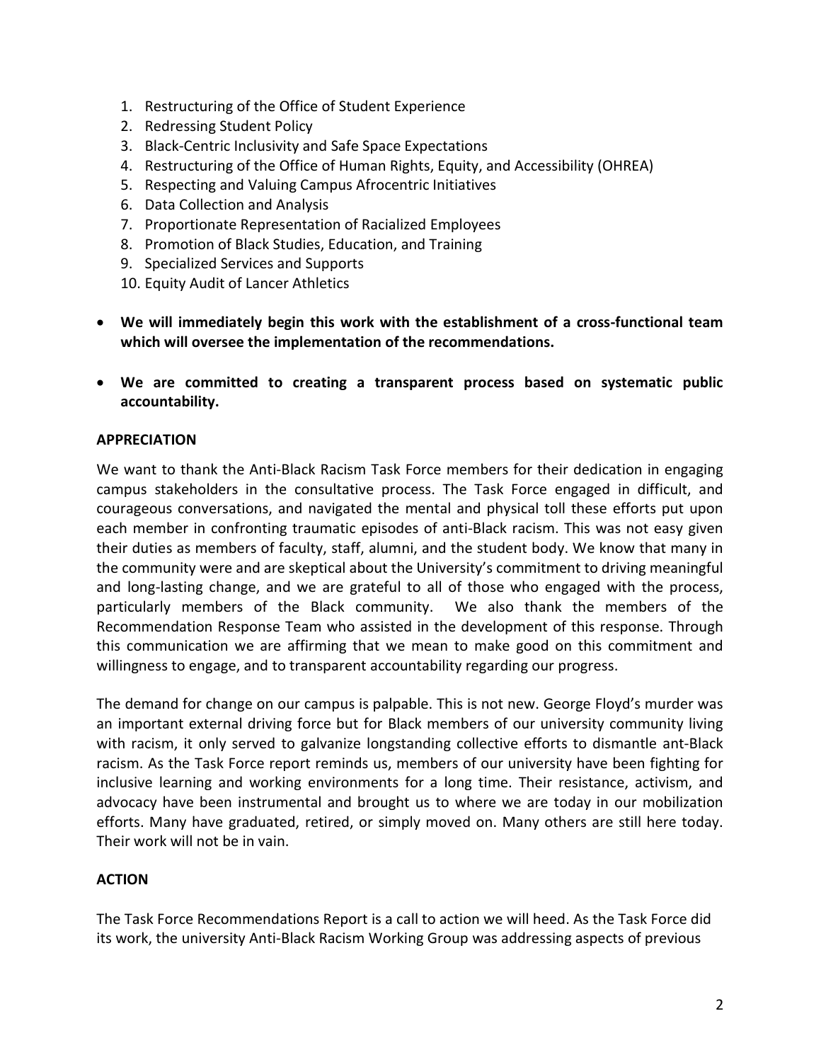1. Restructuring of the Office of Student Experience
2. Redressing Student Policy
3. Black-Centric Inclusivity and Safe Space Expectations
4. Restructuring of the Office of Human Rights, Equity, and Accessibility (OHREA)
5. Respecting and Valuing Campus Afrocentric Initiatives
6. Data Collection and Analysis
7. Proportionate Representation of Racialized Employees
8. Promotion of Black Studies, Education, and Training
9. Specialized Services and Supports
10. Equity Audit of Lancer Athletics

- **We will immediately begin this work with the establishment of a cross-functional team which will oversee the implementation of the recommendations.**
- **We are committed to creating a transparent process based on systematic public accountability.**

**APPRECIATION**

We want to thank the Anti-Black Racism Task Force members for their dedication in engaging campus stakeholders in the consultative process. The Task Force engaged in difficult, and courageous conversations, and navigated the mental and physical toll these efforts put upon each member in confronting traumatic episodes of anti-Black racism. This was not easy given their duties as members of faculty, staff, alumni, and the student body. We know that many in the community were and are skeptical about the University's commitment to driving meaningful and long-lasting change, and we are grateful to all of those who engaged with the process, particularly members of the Black community. We also thank the members of the Recommendation Response Team who assisted in the development of this response. Through this communication we are affirming that we mean to make good on this commitment and willingness to engage, and to transparent accountability regarding our progress.

The demand for change on our campus is palpable. This is not new. George Floyd's murder was an important external driving force but for Black members of our university community living with racism, it only served to galvanize longstanding collective efforts to dismantle ant-Black racism. As the Task Force report reminds us, members of our university have been fighting for inclusive learning and working environments for a long time. Their resistance, activism, and advocacy have been instrumental and brought us to where we are today in our mobilization efforts. Many have graduated, retired, or simply moved on. Many others are still here today. Their work will not be in vain.

**ACTION**

The Task Force Recommendations Report is a call to action we will heed. As the Task Force did its work, the university Anti-Black Racism Working Group was addressing aspects of previous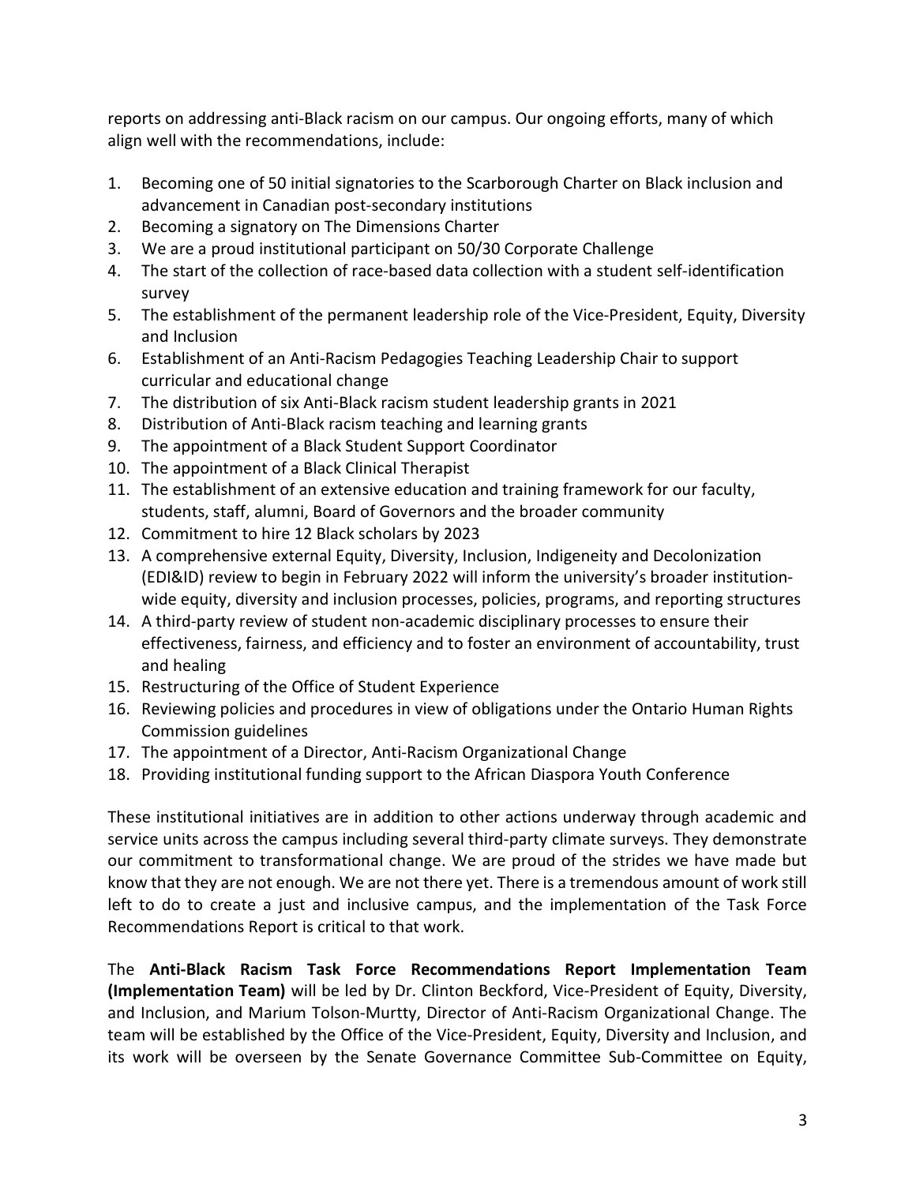reports on addressing anti-Black racism on our campus. Our ongoing efforts, many of which align well with the recommendations, include:

1. Becoming one of 50 initial signatories to the Scarborough Charter on Black inclusion and advancement in Canadian post-secondary institutions
2. Becoming a signatory on The Dimensions Charter
3. We are a proud institutional participant on 50/30 Corporate Challenge
4. The start of the collection of race-based data collection with a student self-identification survey
5. The establishment of the permanent leadership role of the Vice-President, Equity, Diversity and Inclusion
6. Establishment of an Anti-Racism Pedagogies Teaching Leadership Chair to support curricular and educational change
7. The distribution of six Anti-Black racism student leadership grants in 2021
8. Distribution of Anti-Black racism teaching and learning grants
9. The appointment of a Black Student Support Coordinator
10. The appointment of a Black Clinical Therapist
11. The establishment of an extensive education and training framework for our faculty, students, staff, alumni, Board of Governors and the broader community
12. Commitment to hire 12 Black scholars by 2023
13. A comprehensive external Equity, Diversity, Inclusion, Indigeneity and Decolonization (EDI&ID) review to begin in February 2022 will inform the university's broader institution-wide equity, diversity and inclusion processes, policies, programs, and reporting structures
14. A third-party review of student non-academic disciplinary processes to ensure their effectiveness, fairness, and efficiency and to foster an environment of accountability, trust and healing
15. Restructuring of the Office of Student Experience
16. Reviewing policies and procedures in view of obligations under the Ontario Human Rights Commission guidelines
17. The appointment of a Director, Anti-Racism Organizational Change
18. Providing institutional funding support to the African Diaspora Youth Conference

These institutional initiatives are in addition to other actions underway through academic and service units across the campus including several third-party climate surveys. They demonstrate our commitment to transformational change. We are proud of the strides we have made but know that they are not enough. We are not there yet. There is a tremendous amount of work still left to do to create a just and inclusive campus, and the implementation of the Task Force Recommendations Report is critical to that work.

The **Anti-Black Racism Task Force Recommendations Report Implementation Team (Implementation Team)** will be led by Dr. Clinton Beckford, Vice-President of Equity, Diversity, and Inclusion, and Marium Tolson-Murtty, Director of Anti-Racism Organizational Change. The team will be established by the Office of the Vice-President, Equity, Diversity and Inclusion, and its work will be overseen by the Senate Governance Committee Sub-Committee on Equity,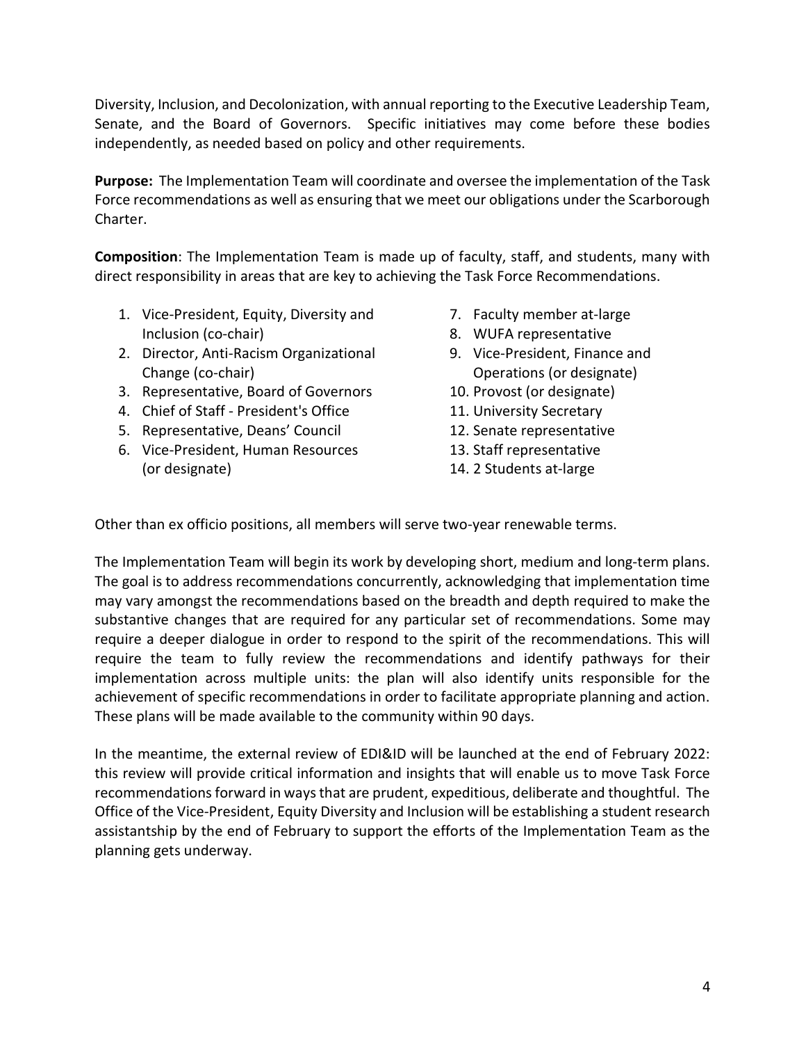Diversity, Inclusion, and Decolonization, with annual reporting to the Executive Leadership Team, Senate, and the Board of Governors. Specific initiatives may come before these bodies independently, as needed based on policy and other requirements.

**Purpose:** The Implementation Team will coordinate and oversee the implementation of the Task Force recommendations as well as ensuring that we meet our obligations under the Scarborough Charter.

**Composition**: The Implementation Team is made up of faculty, staff, and students, many with direct responsibility in areas that are key to achieving the Task Force Recommendations.

1. Vice-President, Equity, Diversity and Inclusion (co-chair)
2. Director, Anti-Racism Organizational Change (co-chair)
3. Representative, Board of Governors
4. Chief of Staff - President's Office
5. Representative, Deans' Council
6. Vice-President, Human Resources (or designate)
7. Faculty member at-large
8. WUFA representative
9. Vice-President, Finance and Operations (or designate)
10. Provost (or designate)
11. University Secretary
12. Senate representative
13. Staff representative
14. 2 Students at-large

Other than ex officio positions, all members will serve two-year renewable terms.

The Implementation Team will begin its work by developing short, medium and long-term plans. The goal is to address recommendations concurrently, acknowledging that implementation time may vary amongst the recommendations based on the breadth and depth required to make the substantive changes that are required for any particular set of recommendations. Some may require a deeper dialogue in order to respond to the spirit of the recommendations. This will require the team to fully review the recommendations and identify pathways for their implementation across multiple units: the plan will also identify units responsible for the achievement of specific recommendations in order to facilitate appropriate planning and action. These plans will be made available to the community within 90 days.

In the meantime, the external review of EDI&ID will be launched at the end of February 2022: this review will provide critical information and insights that will enable us to move Task Force recommendations forward in ways that are prudent, expeditious, deliberate and thoughtful. The Office of the Vice-President, Equity Diversity and Inclusion will be establishing a student research assistantship by the end of February to support the efforts of the Implementation Team as the planning gets underway.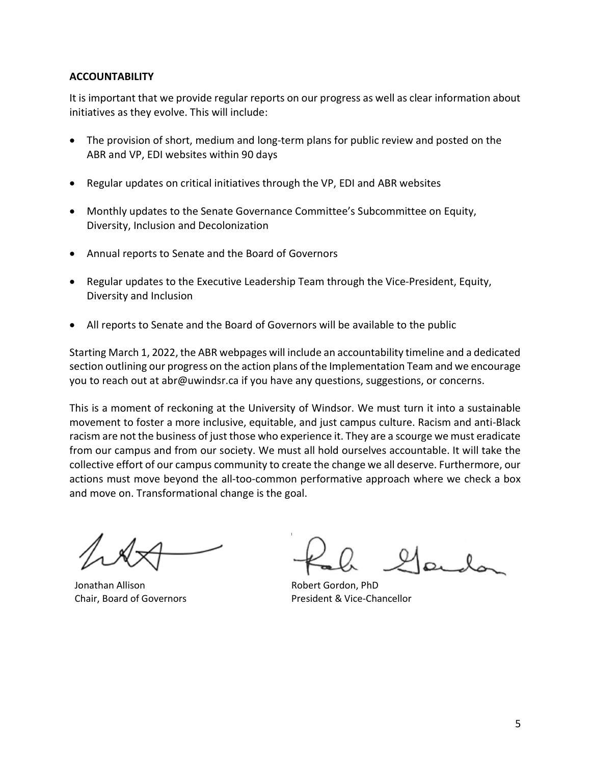**ACCOUNTABILITY**

It is important that we provide regular reports on our progress as well as clear information about initiatives as they evolve. This will include:

- The provision of short, medium and long-term plans for public review and posted on the ABR and VP, EDI websites within 90 days
- Regular updates on critical initiatives through the VP, EDI and ABR websites
- Monthly updates to the Senate Governance Committee's Subcommittee on Equity, Diversity, Inclusion and Decolonization
- Annual reports to Senate and the Board of Governors
- Regular updates to the Executive Leadership Team through the Vice-President, Equity, Diversity and Inclusion
- All reports to Senate and the Board of Governors will be available to the public

Starting March 1, 2022, the ABR webpages will include an accountability timeline and a dedicated section outlining our progress on the action plans of the Implementation Team and we encourage you to reach out at abr@uwindsr.ca if you have any questions, suggestions, or concerns.

This is a moment of reckoning at the University of Windsor. We must turn it into a sustainable movement to foster a more inclusive, equitable, and just campus culture. Racism and anti-Black racism are not the business of just those who experience it. They are a scourge we must eradicate from our campus and from our society. We must all hold ourselves accountable. It will take the collective effort of our campus community to create the change we all deserve. Furthermore, our actions must move beyond the all-too-common performative approach where we check a box and move on. Transformational change is the goal.

Jonathan Allison
Chair, Board of Governors

Robert Gordon, PhD
President & Vice-Chancellor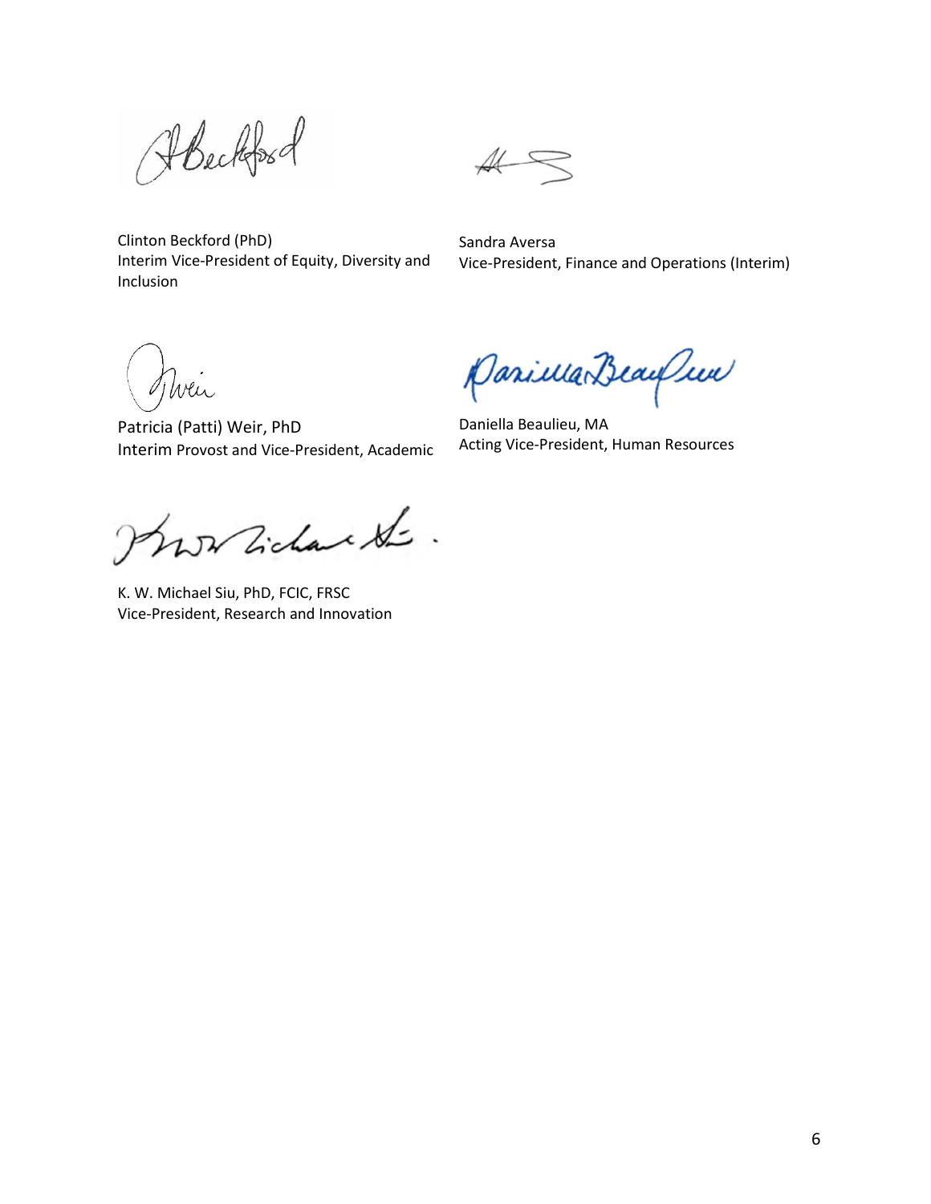Clinton Beckford (PhD)
Interim Vice-President of Equity, Diversity and Inclusion

Sandra Aversa
Vice-President, Finance and Operations (Interim)

Patricia (Patti) Weir, PhD
Interim Provost and Vice-President, Academic

Daniella Beaulieu, MA
Acting Vice-President, Human Resources

K. W. Michael Siu, PhD, FCIC, FRSC
Vice-President, Research and Innovation